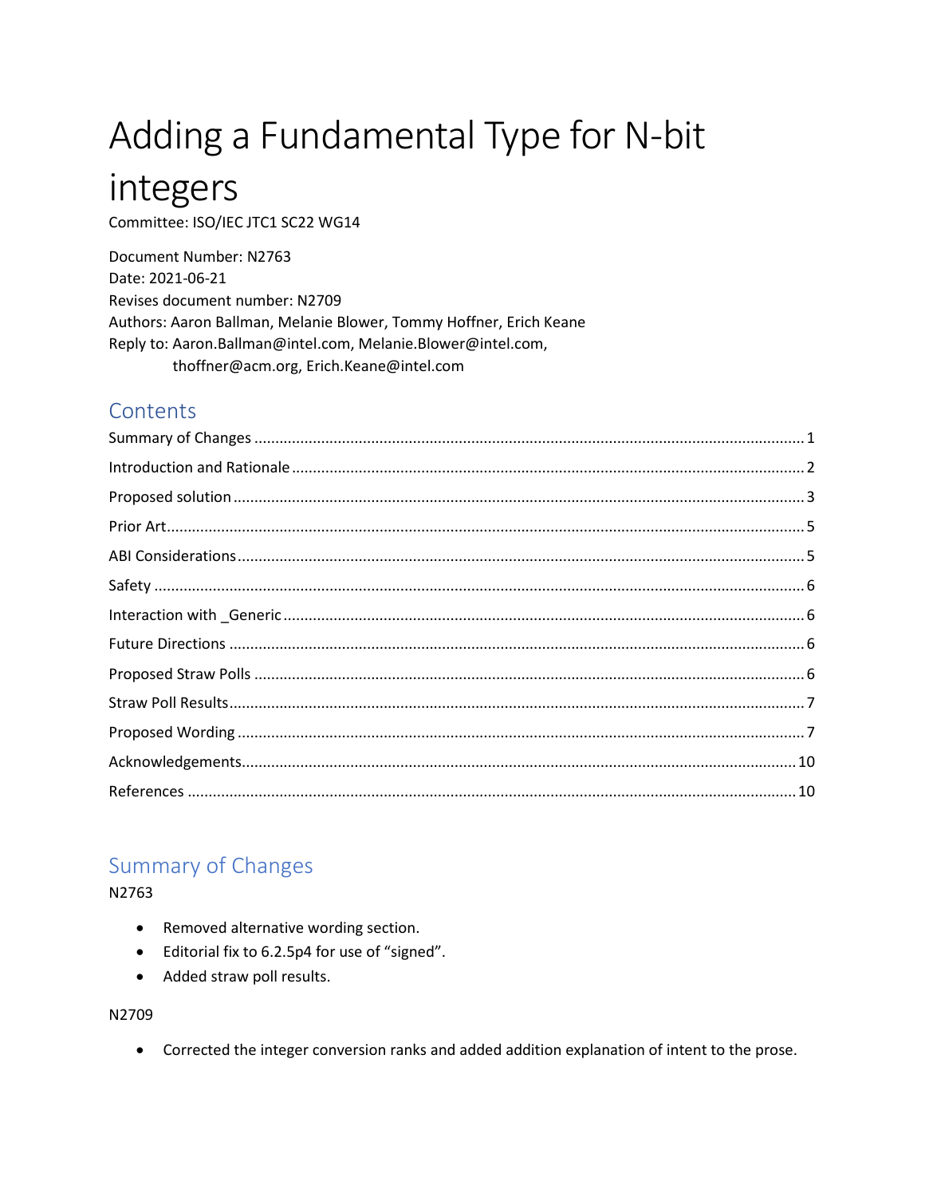# Adding a Fundamental Type for N-bit integers

Committee: ISO/IEC JTC1 SC22 WG14

Document Number: N2763
Date: 2021-06-21
Revises document number: N2709
Authors: Aaron Ballman, Melanie Blower, Tommy Hoffner, Erich Keane
Reply to: Aaron.Ballman@intel.com, Melanie.Blower@intel.com, thoffner@acm.org, Erich.Keane@intel.com

## Contents

Summary of Changes ..... 1
Introduction and Rationale ..... 2
Proposed solution ..... 3
Prior Art ..... 5
ABI Considerations ..... 5
Safety ..... 6
Interaction with _Generic ..... 6
Future Directions ..... 6
Proposed Straw Polls ..... 6
Straw Poll Results ..... 7
Proposed Wording ..... 7
Acknowledgements ..... 10
References ..... 10

## Summary of Changes

N2763

- Removed alternative wording section.
- Editorial fix to 6.2.5p4 for use of "signed".
- Added straw poll results.

N2709

- Corrected the integer conversion ranks and added addition explanation of intent to the prose.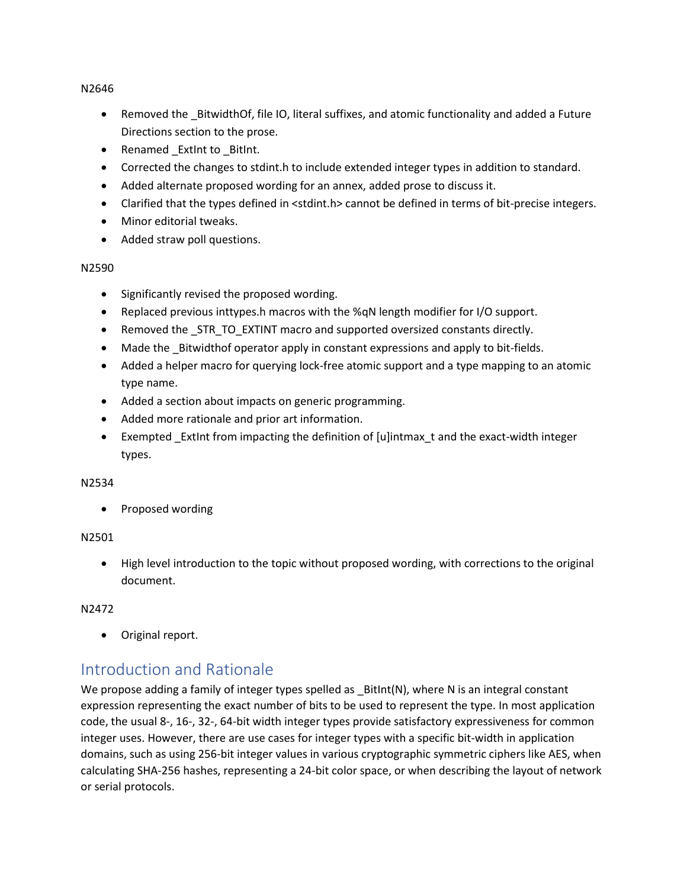N2646

- Removed the _BitwidthOf, file IO, literal suffixes, and atomic functionality and added a Future Directions section to the prose.
- Renamed _ExtInt to _BitInt.
- Corrected the changes to stdint.h to include extended integer types in addition to standard.
- Added alternate proposed wording for an annex, added prose to discuss it.
- Clarified that the types defined in <stdint.h> cannot be defined in terms of bit-precise integers.
- Minor editorial tweaks.
- Added straw poll questions.

N2590

- Significantly revised the proposed wording.
- Replaced previous inttypes.h macros with the %qN length modifier for I/O support.
- Removed the _STR_TO_EXTINT macro and supported oversized constants directly.
- Made the _Bitwidthof operator apply in constant expressions and apply to bit-fields.
- Added a helper macro for querying lock-free atomic support and a type mapping to an atomic type name.
- Added a section about impacts on generic programming.
- Added more rationale and prior art information.
- Exempted _ExtInt from impacting the definition of [u]intmax_t and the exact-width integer types.

N2534

- Proposed wording

N2501

- High level introduction to the topic without proposed wording, with corrections to the original document.

N2472

- Original report.

## Introduction and Rationale

We propose adding a family of integer types spelled as _BitInt(N), where N is an integral constant expression representing the exact number of bits to be used to represent the type. In most application code, the usual 8-, 16-, 32-, 64-bit width integer types provide satisfactory expressiveness for common integer uses. However, there are use cases for integer types with a specific bit-width in application domains, such as using 256-bit integer values in various cryptographic symmetric ciphers like AES, when calculating SHA-256 hashes, representing a 24-bit color space, or when describing the layout of network or serial protocols.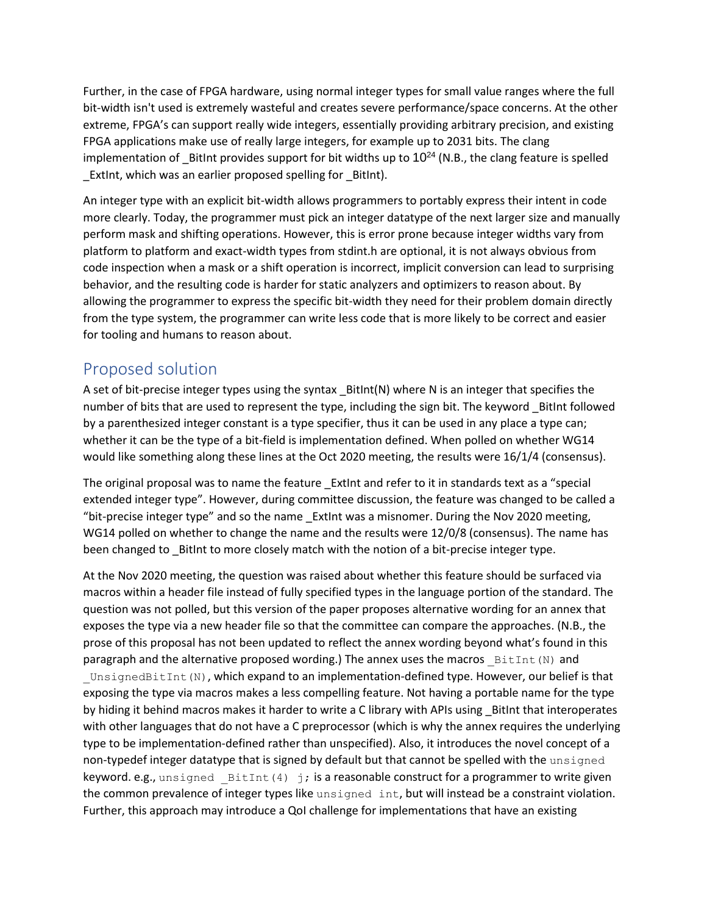Further, in the case of FPGA hardware, using normal integer types for small value ranges where the full bit-width isn't used is extremely wasteful and creates severe performance/space concerns. At the other extreme, FPGA's can support really wide integers, essentially providing arbitrary precision, and existing FPGA applications make use of really large integers, for example up to 2031 bits. The clang implementation of _BitInt provides support for bit widths up to $10^{24}$ (N.B., the clang feature is spelled _ExtInt, which was an earlier proposed spelling for _BitInt).

An integer type with an explicit bit-width allows programmers to portably express their intent in code more clearly. Today, the programmer must pick an integer datatype of the next larger size and manually perform mask and shifting operations. However, this is error prone because integer widths vary from platform to platform and exact-width types from stdint.h are optional, it is not always obvious from code inspection when a mask or a shift operation is incorrect, implicit conversion can lead to surprising behavior, and the resulting code is harder for static analyzers and optimizers to reason about. By allowing the programmer to express the specific bit-width they need for their problem domain directly from the type system, the programmer can write less code that is more likely to be correct and easier for tooling and humans to reason about.

## Proposed solution

A set of bit-precise integer types using the syntax _BitInt(N) where N is an integer that specifies the number of bits that are used to represent the type, including the sign bit. The keyword _BitInt followed by a parenthesized integer constant is a type specifier, thus it can be used in any place a type can; whether it can be the type of a bit-field is implementation defined. When polled on whether WG14 would like something along these lines at the Oct 2020 meeting, the results were 16/1/4 (consensus).

The original proposal was to name the feature _ExtInt and refer to it in standards text as a "special extended integer type". However, during committee discussion, the feature was changed to be called a "bit-precise integer type" and so the name _ExtInt was a misnomer. During the Nov 2020 meeting, WG14 polled on whether to change the name and the results were 12/0/8 (consensus). The name has been changed to _BitInt to more closely match with the notion of a bit-precise integer type.

At the Nov 2020 meeting, the question was raised about whether this feature should be surfaced via macros within a header file instead of fully specified types in the language portion of the standard. The question was not polled, but this version of the paper proposes alternative wording for an annex that exposes the type via a new header file so that the committee can compare the approaches. (N.B., the prose of this proposal has not been updated to reflect the annex wording beyond what's found in this paragraph and the alternative proposed wording.) The annex uses the macros `_BitInt(N)` and `_UnsignedBitInt(N)`, which expand to an implementation-defined type. However, our belief is that exposing the type via macros makes a less compelling feature. Not having a portable name for the type by hiding it behind macros makes it harder to write a C library with APIs using _BitInt that interoperates with other languages that do not have a C preprocessor (which is why the annex requires the underlying type to be implementation-defined rather than unspecified). Also, it introduces the novel concept of a non-typedef integer datatype that is signed by default but that cannot be spelled with the `unsigned` keyword. e.g., `unsigned _BitInt(4) j;` is a reasonable construct for a programmer to write given the common prevalence of integer types like `unsigned int`, but will instead be a constraint violation. Further, this approach may introduce a QoI challenge for implementations that have an existing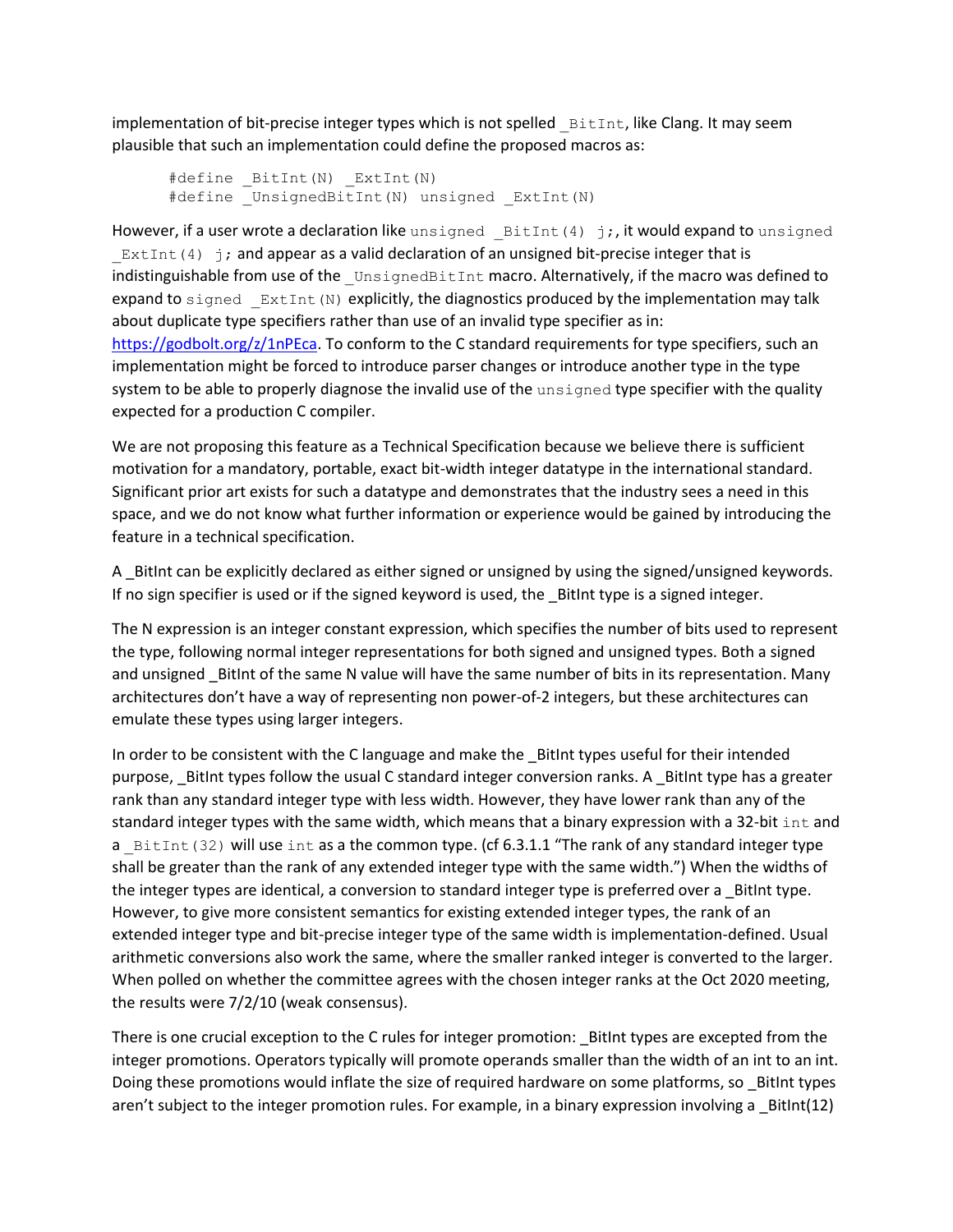implementation of bit-precise integer types which is not spelled `_BitInt`, like Clang. It may seem plausible that such an implementation could define the proposed macros as:

```
#define _BitInt(N) _ExtInt(N)
#define _UnsignedBitInt(N) unsigned _ExtInt(N)
```

However, if a user wrote a declaration like `unsigned _BitInt(4) j;`, it would expand to `unsigned _ExtInt(4) j;` and appear as a valid declaration of an unsigned bit-precise integer that is indistinguishable from use of the `_UnsignedBitInt` macro. Alternatively, if the macro was defined to expand to `signed _ExtInt(N)` explicitly, the diagnostics produced by the implementation may talk about duplicate type specifiers rather than use of an invalid type specifier as in: https://godbolt.org/z/1nPEca. To conform to the C standard requirements for type specifiers, such an implementation might be forced to introduce parser changes or introduce another type in the type system to be able to properly diagnose the invalid use of the `unsigned` type specifier with the quality expected for a production C compiler.

We are not proposing this feature as a Technical Specification because we believe there is sufficient motivation for a mandatory, portable, exact bit-width integer datatype in the international standard. Significant prior art exists for such a datatype and demonstrates that the industry sees a need in this space, and we do not know what further information or experience would be gained by introducing the feature in a technical specification.

A _BitInt can be explicitly declared as either signed or unsigned by using the signed/unsigned keywords. If no sign specifier is used or if the signed keyword is used, the _BitInt type is a signed integer.

The N expression is an integer constant expression, which specifies the number of bits used to represent the type, following normal integer representations for both signed and unsigned types. Both a signed and unsigned _BitInt of the same N value will have the same number of bits in its representation. Many architectures don't have a way of representing non power-of-2 integers, but these architectures can emulate these types using larger integers.

In order to be consistent with the C language and make the _BitInt types useful for their intended purpose, _BitInt types follow the usual C standard integer conversion ranks. A _BitInt type has a greater rank than any standard integer type with less width. However, they have lower rank than any of the standard integer types with the same width, which means that a binary expression with a 32-bit `int` and a `_BitInt(32)` will use `int` as a the common type. (cf 6.3.1.1 "The rank of any standard integer type shall be greater than the rank of any extended integer type with the same width.") When the widths of the integer types are identical, a conversion to standard integer type is preferred over a _BitInt type. However, to give more consistent semantics for existing extended integer types, the rank of an extended integer type and bit-precise integer type of the same width is implementation-defined. Usual arithmetic conversions also work the same, where the smaller ranked integer is converted to the larger. When polled on whether the committee agrees with the chosen integer ranks at the Oct 2020 meeting, the results were 7/2/10 (weak consensus).

There is one crucial exception to the C rules for integer promotion: _BitInt types are excepted from the integer promotions. Operators typically will promote operands smaller than the width of an int to an int. Doing these promotions would inflate the size of required hardware on some platforms, so _BitInt types aren't subject to the integer promotion rules. For example, in a binary expression involving a _BitInt(12)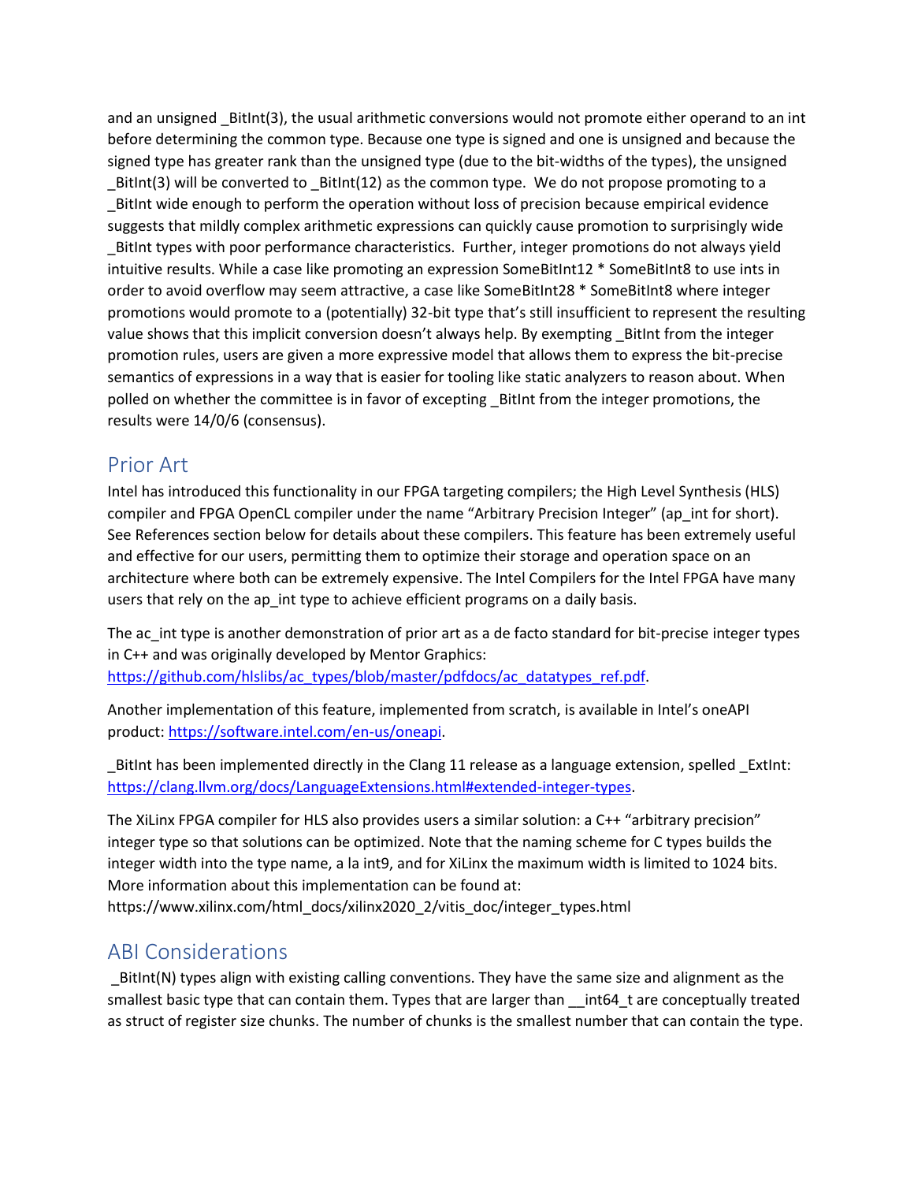and an unsigned _BitInt(3), the usual arithmetic conversions would not promote either operand to an int before determining the common type. Because one type is signed and one is unsigned and because the signed type has greater rank than the unsigned type (due to the bit-widths of the types), the unsigned _BitInt(3) will be converted to _BitInt(12) as the common type. We do not propose promoting to a _BitInt wide enough to perform the operation without loss of precision because empirical evidence suggests that mildly complex arithmetic expressions can quickly cause promotion to surprisingly wide _BitInt types with poor performance characteristics. Further, integer promotions do not always yield intuitive results. While a case like promoting an expression SomeBitInt12 * SomeBitInt8 to use ints in order to avoid overflow may seem attractive, a case like SomeBitInt28 * SomeBitInt8 where integer promotions would promote to a (potentially) 32-bit type that's still insufficient to represent the resulting value shows that this implicit conversion doesn't always help. By exempting _BitInt from the integer promotion rules, users are given a more expressive model that allows them to express the bit-precise semantics of expressions in a way that is easier for tooling like static analyzers to reason about. When polled on whether the committee is in favor of excepting _BitInt from the integer promotions, the results were 14/0/6 (consensus).

## Prior Art

Intel has introduced this functionality in our FPGA targeting compilers; the High Level Synthesis (HLS) compiler and FPGA OpenCL compiler under the name "Arbitrary Precision Integer" (ap_int for short). See References section below for details about these compilers. This feature has been extremely useful and effective for our users, permitting them to optimize their storage and operation space on an architecture where both can be extremely expensive. The Intel Compilers for the Intel FPGA have many users that rely on the ap_int type to achieve efficient programs on a daily basis.

The ac_int type is another demonstration of prior art as a de facto standard for bit-precise integer types in C++ and was originally developed by Mentor Graphics: [https://github.com/hlslibs/ac_types/blob/master/pdfdocs/ac_datatypes_ref.pdf](https://github.com/hlslibs/ac_types/blob/master/pdfdocs/ac_datatypes_ref.pdf).

Another implementation of this feature, implemented from scratch, is available in Intel's oneAPI product: [https://software.intel.com/en-us/oneapi](https://software.intel.com/en-us/oneapi).

_BitInt has been implemented directly in the Clang 11 release as a language extension, spelled _ExtInt: [https://clang.llvm.org/docs/LanguageExtensions.html#extended-integer-types](https://clang.llvm.org/docs/LanguageExtensions.html#extended-integer-types).

The XiLinx FPGA compiler for HLS also provides users a similar solution: a C++ "arbitrary precision" integer type so that solutions can be optimized. Note that the naming scheme for C types builds the integer width into the type name, a la int9, and for XiLinx the maximum width is limited to 1024 bits. More information about this implementation can be found at: https://www.xilinx.com/html_docs/xilinx2020_2/vitis_doc/integer_types.html

## ABI Considerations

_BitInt(N) types align with existing calling conventions. They have the same size and alignment as the smallest basic type that can contain them. Types that are larger than __int64_t are conceptually treated as struct of register size chunks. The number of chunks is the smallest number that can contain the type.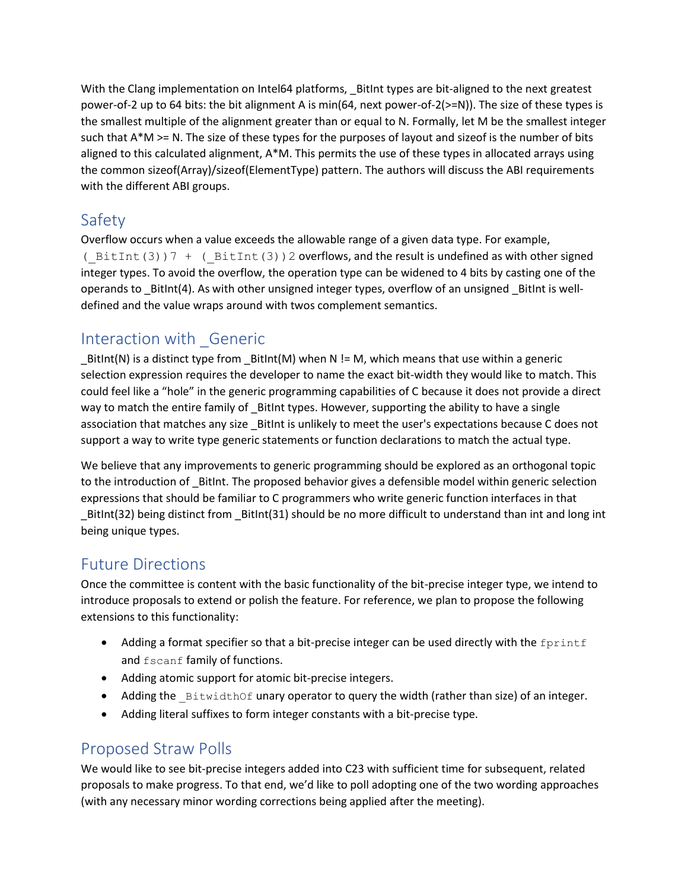With the Clang implementation on Intel64 platforms, _BitInt types are bit-aligned to the next greatest power-of-2 up to 64 bits: the bit alignment A is min(64, next power-of-2(>=N)). The size of these types is the smallest multiple of the alignment greater than or equal to N. Formally, let M be the smallest integer such that A*M >= N. The size of these types for the purposes of layout and sizeof is the number of bits aligned to this calculated alignment, A*M. This permits the use of these types in allocated arrays using the common sizeof(Array)/sizeof(ElementType) pattern. The authors will discuss the ABI requirements with the different ABI groups.

## Safety

Overflow occurs when a value exceeds the allowable range of a given data type. For example, `(_BitInt(3))7 + (_BitInt(3))2` overflows, and the result is undefined as with other signed integer types. To avoid the overflow, the operation type can be widened to 4 bits by casting one of the operands to _BitInt(4). As with other unsigned integer types, overflow of an unsigned _BitInt is well-defined and the value wraps around with twos complement semantics.

## Interaction with _Generic

_BitInt(N) is a distinct type from _BitInt(M) when N != M, which means that use within a generic selection expression requires the developer to name the exact bit-width they would like to match. This could feel like a "hole" in the generic programming capabilities of C because it does not provide a direct way to match the entire family of _BitInt types. However, supporting the ability to have a single association that matches any size _BitInt is unlikely to meet the user's expectations because C does not support a way to write type generic statements or function declarations to match the actual type.

We believe that any improvements to generic programming should be explored as an orthogonal topic to the introduction of _BitInt. The proposed behavior gives a defensible model within generic selection expressions that should be familiar to C programmers who write generic function interfaces in that _BitInt(32) being distinct from _BitInt(31) should be no more difficult to understand than int and long int being unique types.

## Future Directions

Once the committee is content with the basic functionality of the bit-precise integer type, we intend to introduce proposals to extend or polish the feature. For reference, we plan to propose the following extensions to this functionality:

- Adding a format specifier so that a bit-precise integer can be used directly with the `fprintf` and `fscanf` family of functions.
- Adding atomic support for atomic bit-precise integers.
- Adding the `_BitwidthOf` unary operator to query the width (rather than size) of an integer.
- Adding literal suffixes to form integer constants with a bit-precise type.

## Proposed Straw Polls

We would like to see bit-precise integers added into C23 with sufficient time for subsequent, related proposals to make progress. To that end, we'd like to poll adopting one of the two wording approaches (with any necessary minor wording corrections being applied after the meeting).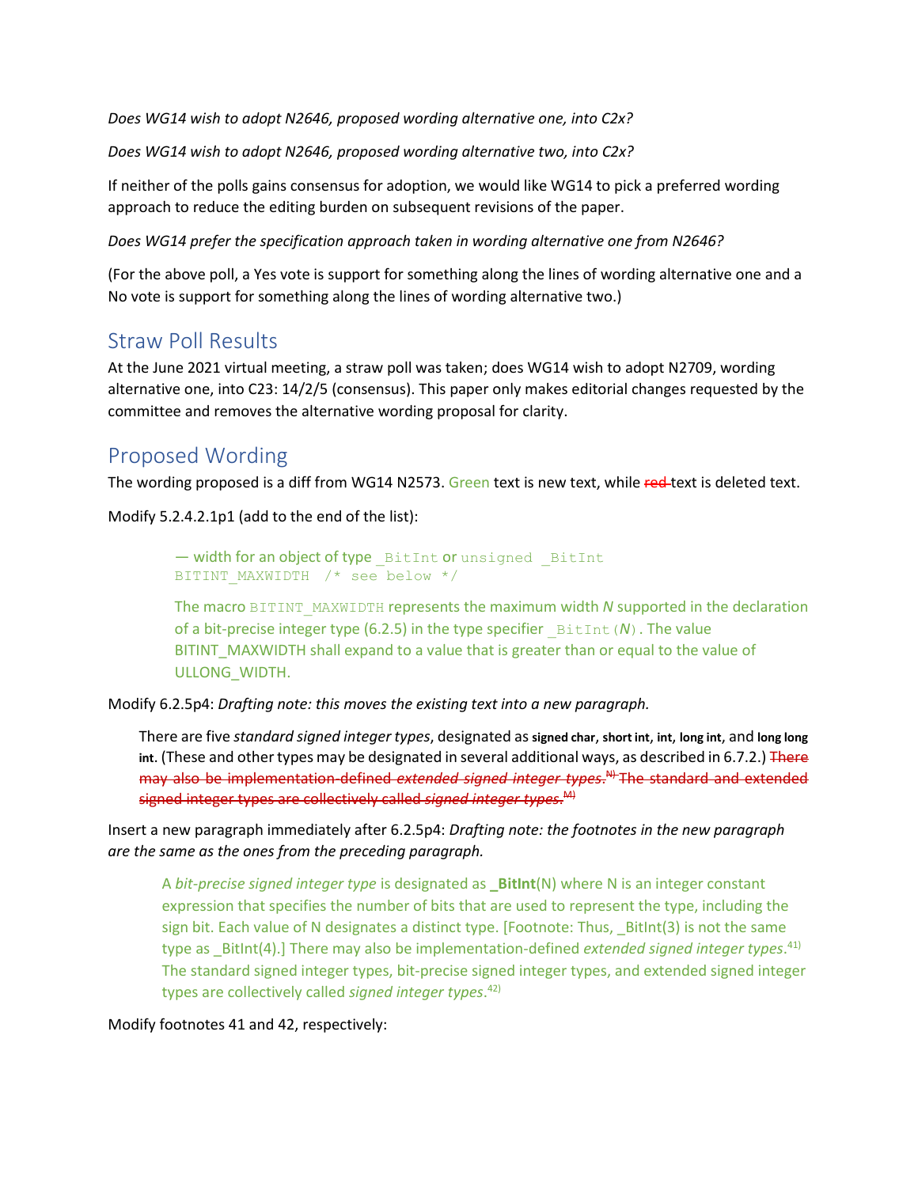*Does WG14 wish to adopt N2646, proposed wording alternative one, into C2x?*

*Does WG14 wish to adopt N2646, proposed wording alternative two, into C2x?*

If neither of the polls gains consensus for adoption, we would like WG14 to pick a preferred wording approach to reduce the editing burden on subsequent revisions of the paper.

*Does WG14 prefer the specification approach taken in wording alternative one from N2646?*

(For the above poll, a Yes vote is support for something along the lines of wording alternative one and a No vote is support for something along the lines of wording alternative two.)

## Straw Poll Results

At the June 2021 virtual meeting, a straw poll was taken; does WG14 wish to adopt N2709, wording alternative one, into C23: 14/2/5 (consensus). This paper only makes editorial changes requested by the committee and removes the alternative wording proposal for clarity.

## Proposed Wording

The wording proposed is a diff from WG14 N2573. Green text is new text, while ~~red~~ text is deleted text.

Modify 5.2.4.2.1p1 (add to the end of the list):

> — width for an object of type `_BitInt` or `unsigned _BitInt`
> `BITINT_MAXWIDTH /* see below */`
>
> The macro `BITINT_MAXWIDTH` represents the maximum width *N* supported in the declaration of a bit-precise integer type (6.2.5) in the type specifier `_BitInt(`*N*`)`. The value BITINT_MAXWIDTH shall expand to a value that is greater than or equal to the value of ULLONG_WIDTH.

Modify 6.2.5p4: *Drafting note: this moves the existing text into a new paragraph.*

> There are five *standard signed integer types*, designated as **signed char**, **short int**, **int**, **long int**, and **long long int**. (These and other types may be designated in several additional ways, as described in 6.7.2.) ~~There may also be implementation-defined *extended signed integer types*.[N) The standard and extended signed integer types are collectively called *signed integer types*.[M)~~

Insert a new paragraph immediately after 6.2.5p4: *Drafting note: the footnotes in the new paragraph are the same as the ones from the preceding paragraph.*

> A *bit-precise signed integer type* is designated as **_BitInt**(N) where N is an integer constant expression that specifies the number of bits that are used to represent the type, including the sign bit. Each value of N designates a distinct type. [Footnote: Thus, _BitInt(3) is not the same type as _BitInt(4).] There may also be implementation-defined *extended signed integer types*.[41) The standard signed integer types, bit-precise signed integer types, and extended signed integer types are collectively called *signed integer types*.[42)

Modify footnotes 41 and 42, respectively: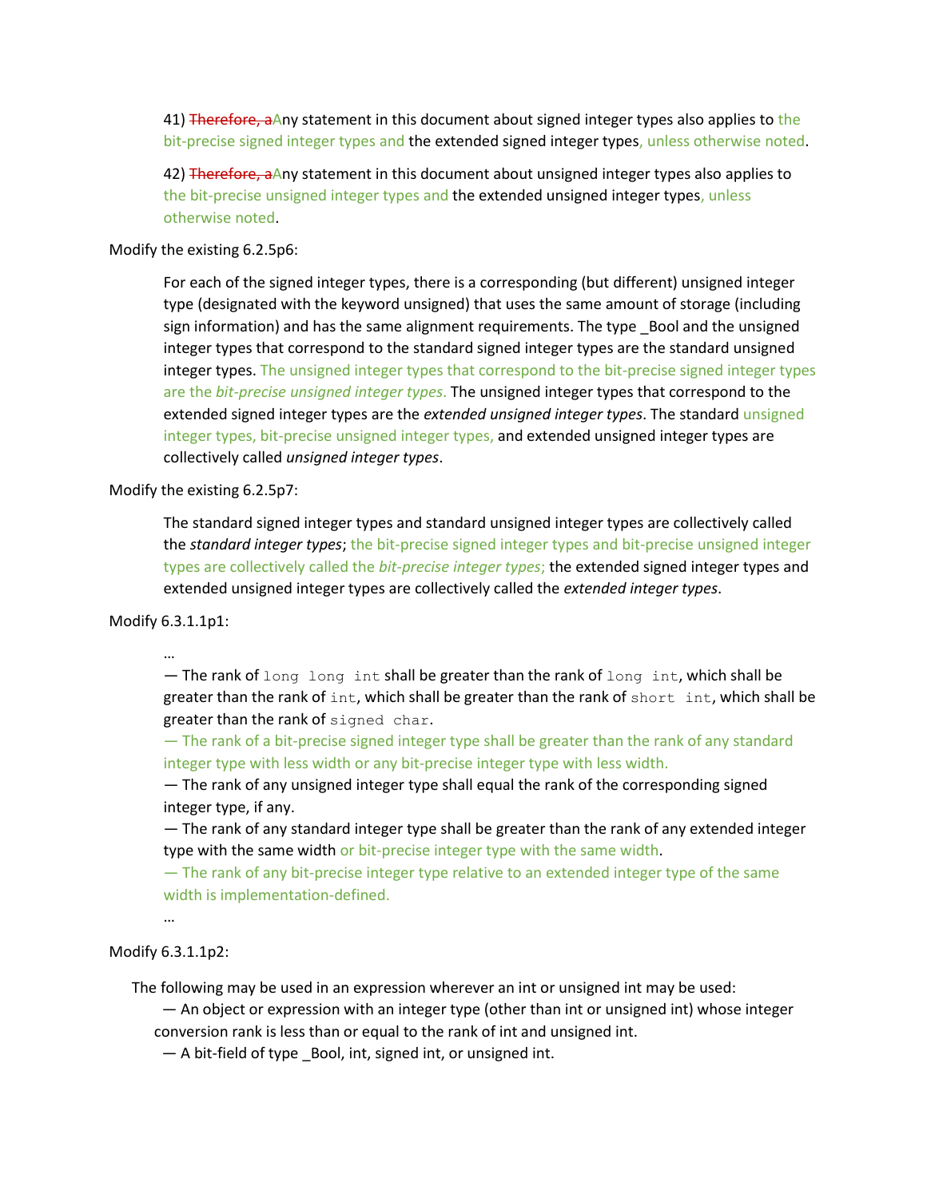41) ~~Therefore, a~~Any statement in this document about signed integer types also applies to the bit-precise signed integer types and the extended signed integer types, unless otherwise noted.

42) ~~Therefore, a~~Any statement in this document about unsigned integer types also applies to the bit-precise unsigned integer types and the extended unsigned integer types, unless otherwise noted.

Modify the existing 6.2.5p6:

> For each of the signed integer types, there is a corresponding (but different) unsigned integer type (designated with the keyword unsigned) that uses the same amount of storage (including sign information) and has the same alignment requirements. The type _Bool and the unsigned integer types that correspond to the standard signed integer types are the standard unsigned integer types. The unsigned integer types that correspond to the bit-precise signed integer types are the *bit-precise unsigned integer types*. The unsigned integer types that correspond to the extended signed integer types are the *extended unsigned integer types*. The standard unsigned integer types, bit-precise unsigned integer types, and extended unsigned integer types are collectively called *unsigned integer types*.

Modify the existing 6.2.5p7:

> The standard signed integer types and standard unsigned integer types are collectively called the *standard integer types*; the bit-precise signed integer types and bit-precise unsigned integer types are collectively called the *bit-precise integer types*; the extended signed integer types and extended unsigned integer types are collectively called the *extended integer types*.

Modify 6.3.1.1p1:

> …
> — The rank of `long long int` shall be greater than the rank of `long int`, which shall be greater than the rank of `int`, which shall be greater than the rank of `short int`, which shall be greater than the rank of `signed char`.
> — The rank of a bit-precise signed integer type shall be greater than the rank of any standard integer type with less width or any bit-precise integer type with less width.
> — The rank of any unsigned integer type shall equal the rank of the corresponding signed integer type, if any.
> — The rank of any standard integer type shall be greater than the rank of any extended integer type with the same width or bit-precise integer type with the same width.
> — The rank of any bit-precise integer type relative to an extended integer type of the same width is implementation-defined.
> …

Modify 6.3.1.1p2:

> The following may be used in an expression wherever an int or unsigned int may be used:
> — An object or expression with an integer type (other than int or unsigned int) whose integer conversion rank is less than or equal to the rank of int and unsigned int.
> — A bit-field of type _Bool, int, signed int, or unsigned int.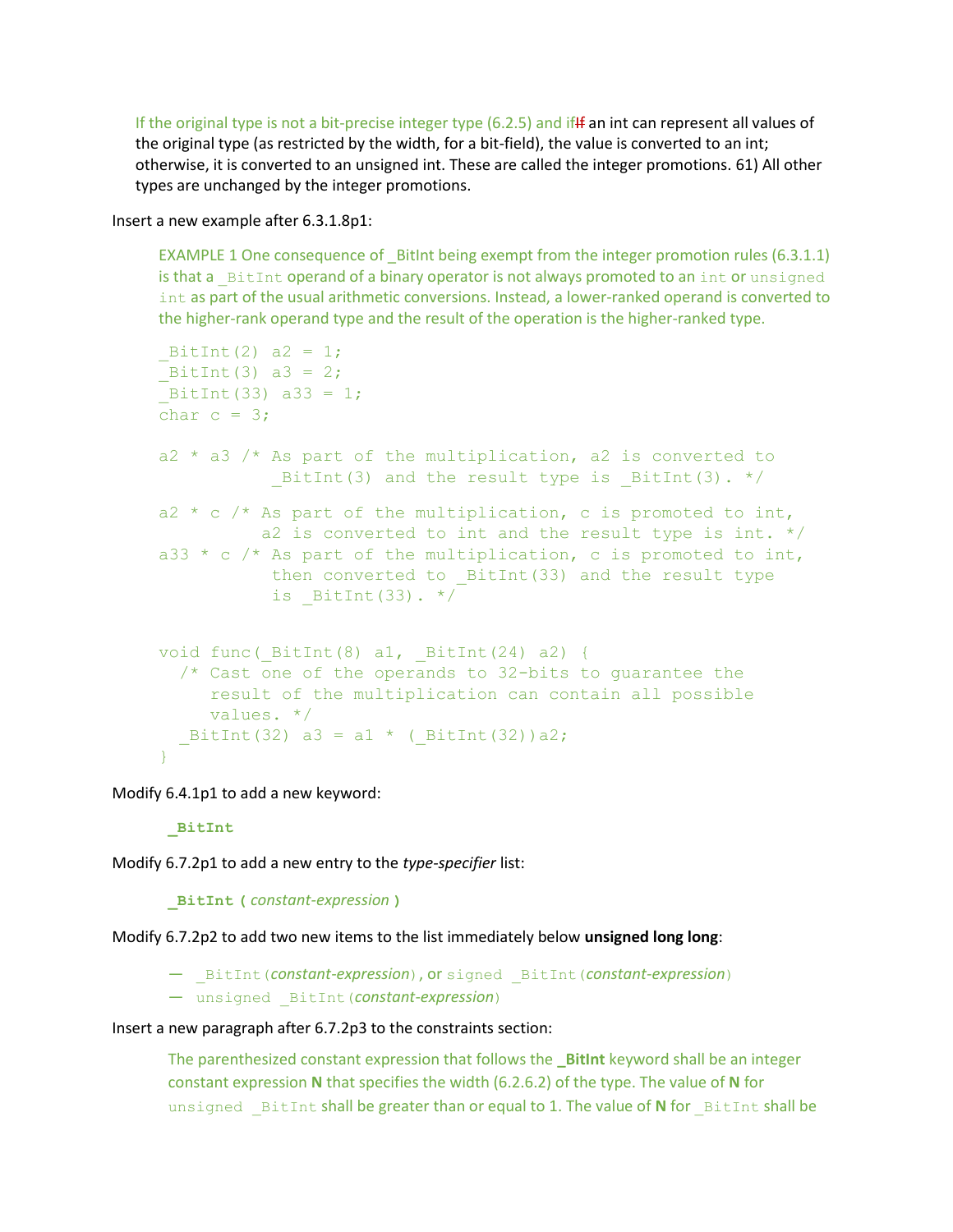If the original type is not a bit-precise integer type (6.2.5) and if~~If~~ an int can represent all values of the original type (as restricted by the width, for a bit-field), the value is converted to an int; otherwise, it is converted to an unsigned int. These are called the integer promotions. 61) All other types are unchanged by the integer promotions.

Insert a new example after 6.3.1.8p1:

> EXAMPLE 1 One consequence of _BitInt being exempt from the integer promotion rules (6.3.1.1) is that a `_BitInt` operand of a binary operator is not always promoted to an `int` or `unsigned int` as part of the usual arithmetic conversions. Instead, a lower-ranked operand is converted to the higher-rank operand type and the result of the operation is the higher-ranked type.

```
_BitInt(2) a2 = 1;
_BitInt(3) a3 = 2;
_BitInt(33) a33 = 1;
char c = 3;

a2 * a3 /* As part of the multiplication, a2 is converted to
           _BitInt(3) and the result type is _BitInt(3). */

a2 * c /* As part of the multiplication, c is promoted to int,
          a2 is converted to int and the result type is int. */
a33 * c /* As part of the multiplication, c is promoted to int,
           then converted to _BitInt(33) and the result type
           is _BitInt(33). */


void func(_BitInt(8) a1, _BitInt(24) a2) {
  /* Cast one of the operands to 32-bits to guarantee the
     result of the multiplication can contain all possible
     values. */
  _BitInt(32) a3 = a1 * (_BitInt(32))a2;
}
```

Modify 6.4.1p1 to add a new keyword:

> **_BitInt**

Modify 6.7.2p1 to add a new entry to the *type-specifier* list:

> **_BitInt (** *constant-expression* **)**

Modify 6.7.2p2 to add two new items to the list immediately below **unsigned long long**:

> — `_BitInt(`*constant-expression*`)`, or `signed _BitInt(`*constant-expression*`)`
> — `unsigned _BitInt(`*constant-expression*`)`

Insert a new paragraph after 6.7.2p3 to the constraints section:

> The parenthesized constant expression that follows the **_BitInt** keyword shall be an integer constant expression **N** that specifies the width (6.2.6.2) of the type. The value of **N** for `unsigned _BitInt` shall be greater than or equal to 1. The value of **N** for `_BitInt` shall be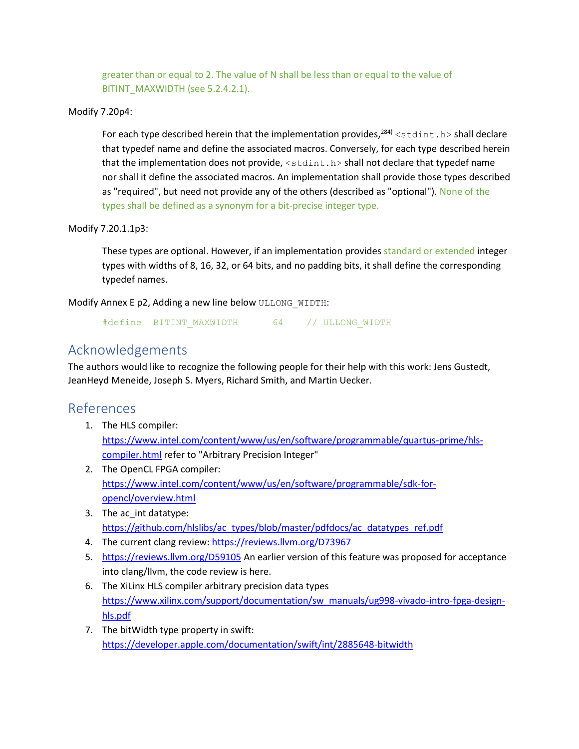greater than or equal to 2. The value of N shall be less than or equal to the value of BITINT_MAXWIDTH (see 5.2.4.2.1).

Modify 7.20p4:

> For each type described herein that the implementation provides,[284] `<stdint.h>` shall declare that typedef name and define the associated macros. Conversely, for each type described herein that the implementation does not provide, `<stdint.h>` shall not declare that typedef name nor shall it define the associated macros. An implementation shall provide those types described as "required", but need not provide any of the others (described as "optional"). None of the types shall be defined as a synonym for a bit-precise integer type.

Modify 7.20.1.1p3:

> These types are optional. However, if an implementation provides standard or extended integer types with widths of 8, 16, 32, or 64 bits, and no padding bits, it shall define the corresponding typedef names.

Modify Annex E p2, Adding a new line below `ULLONG_WIDTH`:

```
#define  BITINT_MAXWIDTH      64    // ULLONG_WIDTH
```

## Acknowledgements

The authors would like to recognize the following people for their help with this work: Jens Gustedt, JeanHeyd Meneide, Joseph S. Myers, Richard Smith, and Martin Uecker.

## References

1. The HLS compiler: https://www.intel.com/content/www/us/en/software/programmable/quartus-prime/hls-compiler.html refer to "Arbitrary Precision Integer"
2. The OpenCL FPGA compiler: https://www.intel.com/content/www/us/en/software/programmable/sdk-for-opencl/overview.html
3. The ac_int datatype: https://github.com/hlslibs/ac_types/blob/master/pdfdocs/ac_datatypes_ref.pdf
4. The current clang review: https://reviews.llvm.org/D73967
5. https://reviews.llvm.org/D59105 An earlier version of this feature was proposed for acceptance into clang/llvm, the code review is here.
6. The XiLinx HLS compiler arbitrary precision data types https://www.xilinx.com/support/documentation/sw_manuals/ug998-vivado-intro-fpga-design-hls.pdf
7. The bitWidth type property in swift: https://developer.apple.com/documentation/swift/int/2885648-bitwidth